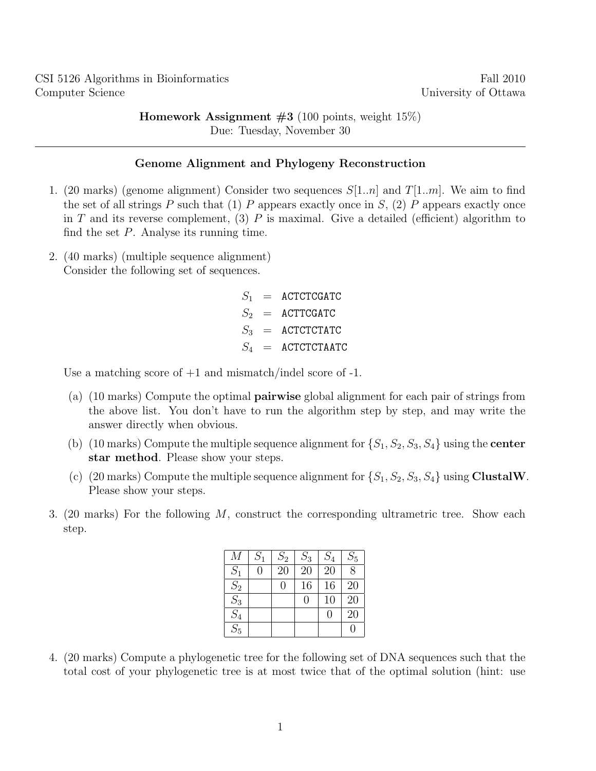CSI 5126 Algorithms in Bioinformatics — Fall 2010

Computer Science — University of Ottawa

**Homework Assignment #3** (100 points, weight 15%)
Due: Tuesday, November 30

---

## Genome Alignment and Phylogeny Reconstruction

1. (20 marks) (genome alignment) Consider two sequences $S[1..n]$ and $T[1..m]$. We aim to find the set of all strings $P$ such that (1) $P$ appears exactly once in $S$, (2) $P$ appears exactly once in $T$ and its reverse complement, (3) $P$ is maximal. Give a detailed (efficient) algorithm to find the set $P$. Analyse its running time.

2. (40 marks) (multiple sequence alignment) Consider the following set of sequences.

$$
\begin{aligned}
S_1 &= \texttt{ACTCTCGATC} \\
S_2 &= \texttt{ACTTCGATC} \\
S_3 &= \texttt{ACTCTCTATC} \\
S_4 &= \texttt{ACTCTCTAATC}
\end{aligned}
$$

   Use a matching score of +1 and mismatch/indel score of -1.

   (a) (10 marks) Compute the optimal **pairwise** global alignment for each pair of strings from the above list. You don't have to run the algorithm step by step, and may write the answer directly when obvious.

   (b) (10 marks) Compute the multiple sequence alignment for $\{S_1, S_2, S_3, S_4\}$ using the **center star method**. Please show your steps.

   (c) (20 marks) Compute the multiple sequence alignment for $\{S_1, S_2, S_3, S_4\}$ using **ClustalW**. Please show your steps.

3. (20 marks) For the following $M$, construct the corresponding ultrametric tree. Show each step.

| $M$ | $S_1$ | $S_2$ | $S_3$ | $S_4$ | $S_5$ |
|---|---|---|---|---|---|
| $S_1$ | 0 | 20 | 20 | 20 | 8 |
| $S_2$ | | 0 | 16 | 16 | 20 |
| $S_3$ | | | 0 | 10 | 20 |
| $S_4$ | | | | 0 | 20 |
| $S_5$ | | | | | 0 |

4. (20 marks) Compute a phylogenetic tree for the following set of DNA sequences such that the total cost of your phylogenetic tree is at most twice that of the optimal solution (hint: use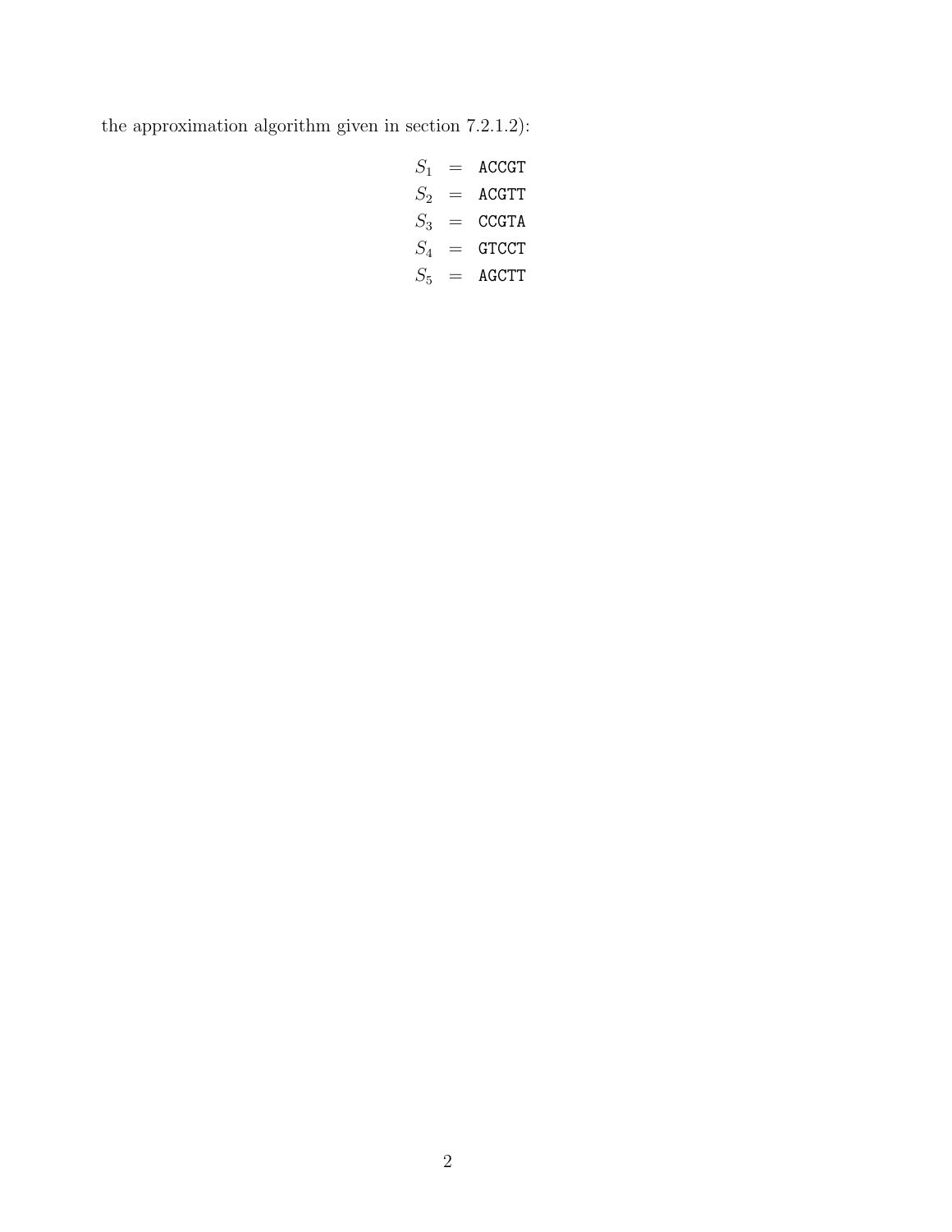the approximation algorithm given in section 7.2.1.2):

$$
\begin{aligned}
S_1 &= \texttt{ACCGT} \\
S_2 &= \texttt{ACGTT} \\
S_3 &= \texttt{CCGTA} \\
S_4 &= \texttt{GTCCT} \\
S_5 &= \texttt{AGCTT}
\end{aligned}
$$